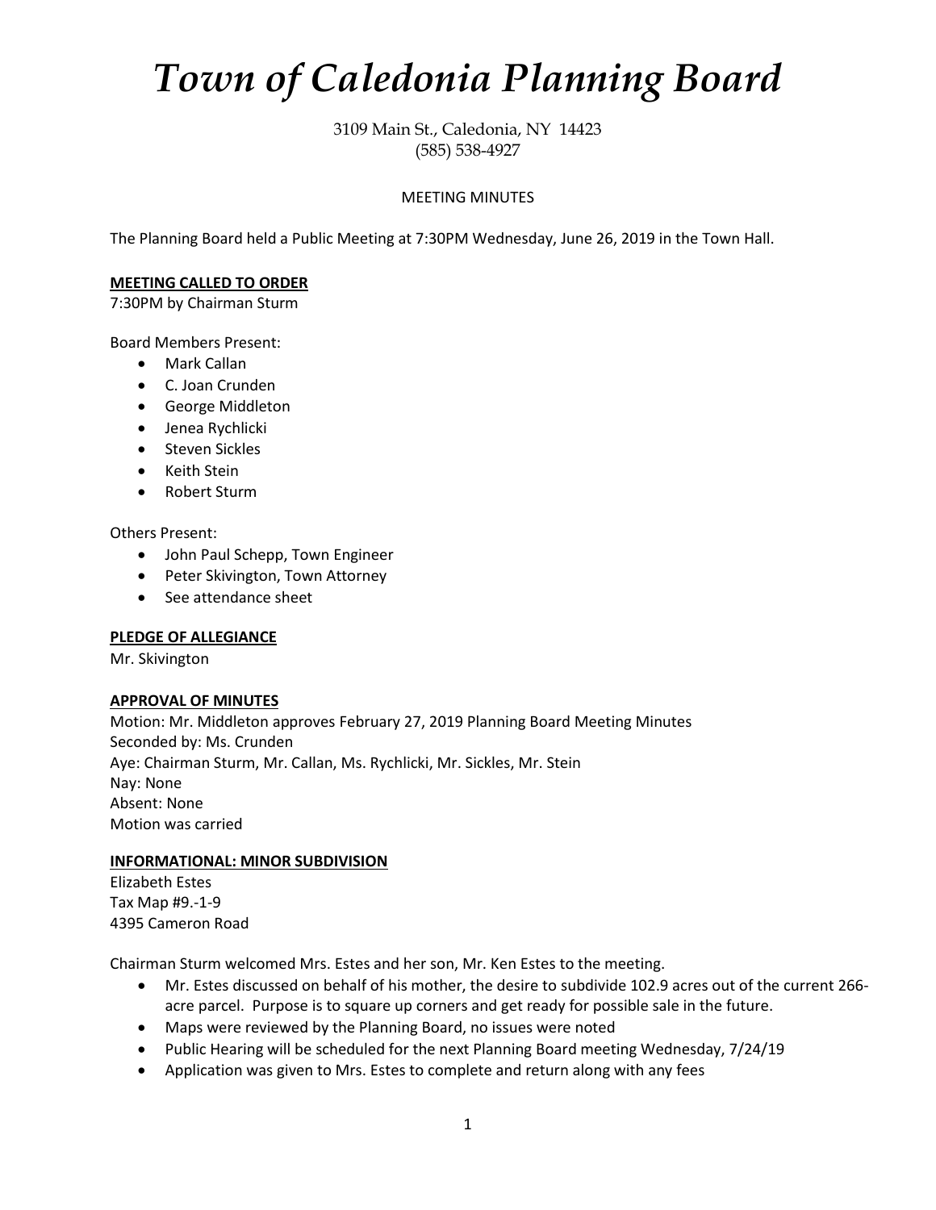# *Town of Caledonia Planning Board*

3109 Main St., Caledonia, NY 14423
(585) 538-4927

MEETING MINUTES

The Planning Board held a Public Meeting at 7:30PM Wednesday, June 26, 2019 in the Town Hall.

**MEETING CALLED TO ORDER**
7:30PM by Chairman Sturm

Board Members Present:

- Mark Callan
- C. Joan Crunden
- George Middleton
- Jenea Rychlicki
- Steven Sickles
- Keith Stein
- Robert Sturm

Others Present:

- John Paul Schepp, Town Engineer
- Peter Skivington, Town Attorney
- See attendance sheet

**PLEDGE OF ALLEGIANCE**
Mr. Skivington

**APPROVAL OF MINUTES**
Motion: Mr. Middleton approves February 27, 2019 Planning Board Meeting Minutes
Seconded by: Ms. Crunden
Aye: Chairman Sturm, Mr. Callan, Ms. Rychlicki, Mr. Sickles, Mr. Stein
Nay: None
Absent: None
Motion was carried

**INFORMATIONAL: MINOR SUBDIVISION**
Elizabeth Estes
Tax Map #9.-1-9
4395 Cameron Road

Chairman Sturm welcomed Mrs. Estes and her son, Mr. Ken Estes to the meeting.

- Mr. Estes discussed on behalf of his mother, the desire to subdivide 102.9 acres out of the current 266-acre parcel. Purpose is to square up corners and get ready for possible sale in the future.
- Maps were reviewed by the Planning Board, no issues were noted
- Public Hearing will be scheduled for the next Planning Board meeting Wednesday, 7/24/19
- Application was given to Mrs. Estes to complete and return along with any fees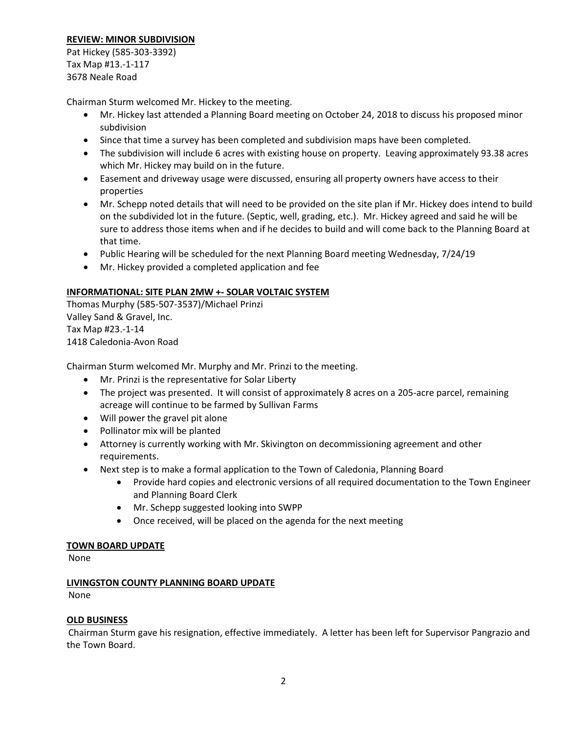**REVIEW: MINOR SUBDIVISION**

Pat Hickey (585-303-3392)
Tax Map #13.-1-117
3678 Neale Road

Chairman Sturm welcomed Mr. Hickey to the meeting.

- Mr. Hickey last attended a Planning Board meeting on October 24, 2018 to discuss his proposed minor subdivision
- Since that time a survey has been completed and subdivision maps have been completed.
- The subdivision will include 6 acres with existing house on property. Leaving approximately 93.38 acres which Mr. Hickey may build on in the future.
- Easement and driveway usage were discussed, ensuring all property owners have access to their properties
- Mr. Schepp noted details that will need to be provided on the site plan if Mr. Hickey does intend to build on the subdivided lot in the future. (Septic, well, grading, etc.). Mr. Hickey agreed and said he will be sure to address those items when and if he decides to build and will come back to the Planning Board at that time.
- Public Hearing will be scheduled for the next Planning Board meeting Wednesday, 7/24/19
- Mr. Hickey provided a completed application and fee

**INFORMATIONAL: SITE PLAN 2MW +- SOLAR VOLTAIC SYSTEM**

Thomas Murphy (585-507-3537)/Michael Prinzi
Valley Sand & Gravel, Inc.
Tax Map #23.-1-14
1418 Caledonia-Avon Road

Chairman Sturm welcomed Mr. Murphy and Mr. Prinzi to the meeting.

- Mr. Prinzi is the representative for Solar Liberty
- The project was presented. It will consist of approximately 8 acres on a 205-acre parcel, remaining acreage will continue to be farmed by Sullivan Farms
- Will power the gravel pit alone
- Pollinator mix will be planted
- Attorney is currently working with Mr. Skivington on decommissioning agreement and other requirements.
- Next step is to make a formal application to the Town of Caledonia, Planning Board
    - Provide hard copies and electronic versions of all required documentation to the Town Engineer and Planning Board Clerk
    - Mr. Schepp suggested looking into SWPP
    - Once received, will be placed on the agenda for the next meeting

**TOWN BOARD UPDATE**

None

**LIVINGSTON COUNTY PLANNING BOARD UPDATE**

None

**OLD BUSINESS**

Chairman Sturm gave his resignation, effective immediately. A letter has been left for Supervisor Pangrazio and the Town Board.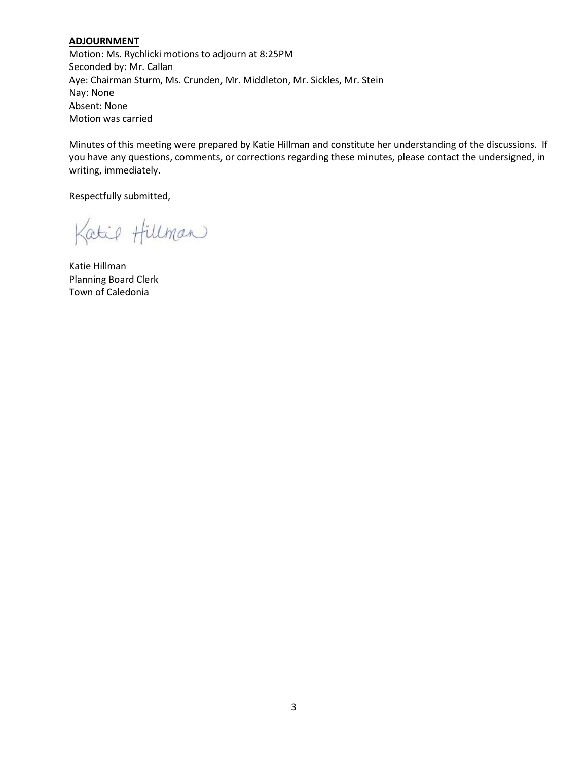**ADJOURNMENT**

Motion: Ms. Rychlicki motions to adjourn at 8:25PM
Seconded by: Mr. Callan
Aye: Chairman Sturm, Ms. Crunden, Mr. Middleton, Mr. Sickles, Mr. Stein
Nay: None
Absent: None
Motion was carried

Minutes of this meeting were prepared by Katie Hillman and constitute her understanding of the discussions. If you have any questions, comments, or corrections regarding these minutes, please contact the undersigned, in writing, immediately.

Respectfully submitted,

Katie Hillman

Katie Hillman
Planning Board Clerk
Town of Caledonia